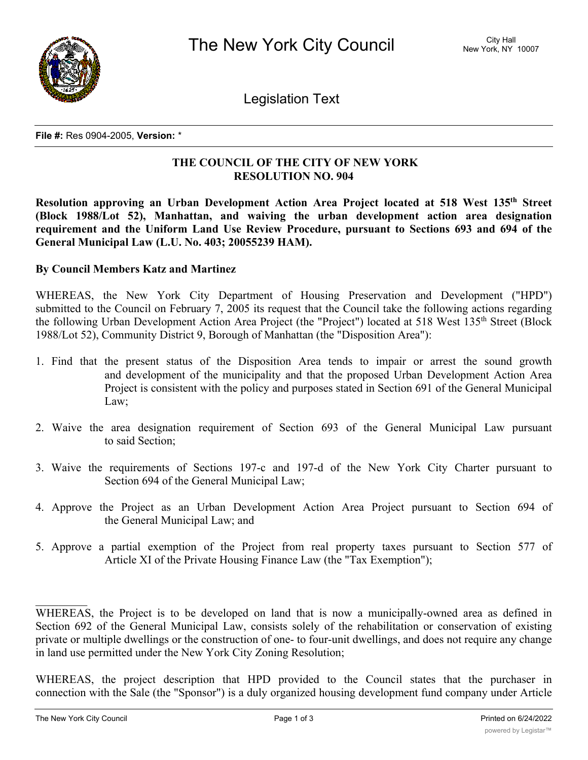The New York City Council

City Hall
New York, NY 10007

Legislation Text

**File #:** Res 0904-2005, **Version:** *

**THE COUNCIL OF THE CITY OF NEW YORK**
**RESOLUTION NO. 904**

**Resolution approving an Urban Development Action Area Project located at 518 West 135th Street (Block 1988/Lot 52), Manhattan, and waiving the urban development action area designation requirement and the Uniform Land Use Review Procedure, pursuant to Sections 693 and 694 of the General Municipal Law (L.U. No. 403; 20055239 HAM).**

**By Council Members Katz and Martinez**

WHEREAS, the New York City Department of Housing Preservation and Development ("HPD") submitted to the Council on February 7, 2005 its request that the Council take the following actions regarding the following Urban Development Action Area Project (the "Project") located at 518 West 135th Street (Block 1988/Lot 52), Community District 9, Borough of Manhattan (the "Disposition Area"):

1. Find that the present status of the Disposition Area tends to impair or arrest the sound growth and development of the municipality and that the proposed Urban Development Action Area Project is consistent with the policy and purposes stated in Section 691 of the General Municipal Law;

2. Waive the area designation requirement of Section 693 of the General Municipal Law pursuant to said Section;

3. Waive the requirements of Sections 197-c and 197-d of the New York City Charter pursuant to Section 694 of the General Municipal Law;

4. Approve the Project as an Urban Development Action Area Project pursuant to Section 694 of the General Municipal Law; and

5. Approve a partial exemption of the Project from real property taxes pursuant to Section 577 of Article XI of the Private Housing Finance Law (the "Tax Exemption");

WHEREAS, the Project is to be developed on land that is now a municipally-owned area as defined in Section 692 of the General Municipal Law, consists solely of the rehabilitation or conservation of existing private or multiple dwellings or the construction of one- to four-unit dwellings, and does not require any change in land use permitted under the New York City Zoning Resolution;

WHEREAS, the project description that HPD provided to the Council states that the purchaser in connection with the Sale (the "Sponsor") is a duly organized housing development fund company under Article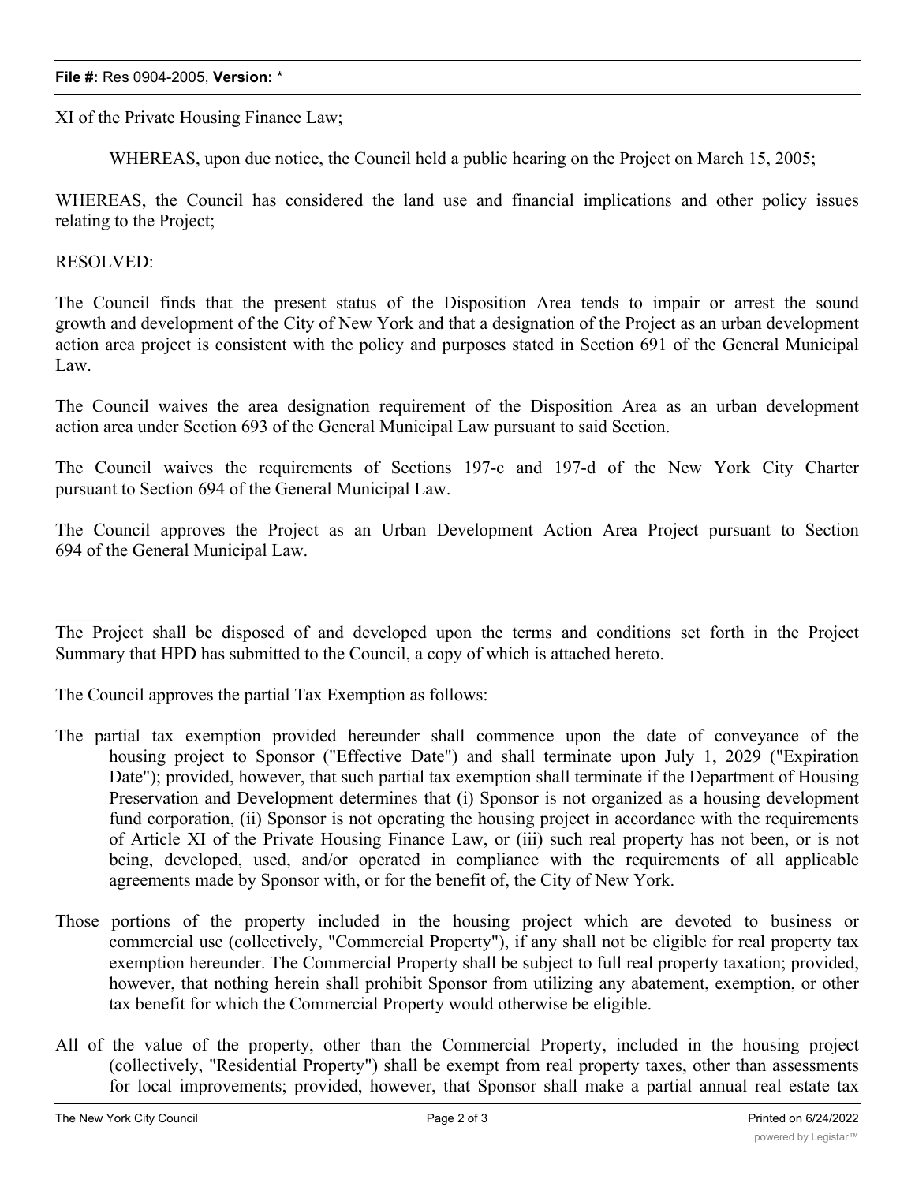XI of the Private Housing Finance Law;

WHEREAS, upon due notice, the Council held a public hearing on the Project on March 15, 2005;

WHEREAS, the Council has considered the land use and financial implications and other policy issues relating to the Project;

RESOLVED:

The Council finds that the present status of the Disposition Area tends to impair or arrest the sound growth and development of the City of New York and that a designation of the Project as an urban development action area project is consistent with the policy and purposes stated in Section 691 of the General Municipal Law.

The Council waives the area designation requirement of the Disposition Area as an urban development action area under Section 693 of the General Municipal Law pursuant to said Section.

The Council waives the requirements of Sections 197-c and 197-d of the New York City Charter pursuant to Section 694 of the General Municipal Law.

The Council approves the Project as an Urban Development Action Area Project pursuant to Section 694 of the General Municipal Law.

_________

The Project shall be disposed of and developed upon the terms and conditions set forth in the Project Summary that HPD has submitted to the Council, a copy of which is attached hereto.

The Council approves the partial Tax Exemption as follows:

The partial tax exemption provided hereunder shall commence upon the date of conveyance of the housing project to Sponsor ("Effective Date") and shall terminate upon July 1, 2029 ("Expiration Date"); provided, however, that such partial tax exemption shall terminate if the Department of Housing Preservation and Development determines that (i) Sponsor is not organized as a housing development fund corporation, (ii) Sponsor is not operating the housing project in accordance with the requirements of Article XI of the Private Housing Finance Law, or (iii) such real property has not been, or is not being, developed, used, and/or operated in compliance with the requirements of all applicable agreements made by Sponsor with, or for the benefit of, the City of New York.

Those portions of the property included in the housing project which are devoted to business or commercial use (collectively, "Commercial Property"), if any shall not be eligible for real property tax exemption hereunder. The Commercial Property shall be subject to full real property taxation; provided, however, that nothing herein shall prohibit Sponsor from utilizing any abatement, exemption, or other tax benefit for which the Commercial Property would otherwise be eligible.

All of the value of the property, other than the Commercial Property, included in the housing project (collectively, "Residential Property") shall be exempt from real property taxes, other than assessments for local improvements; provided, however, that Sponsor shall make a partial annual real estate tax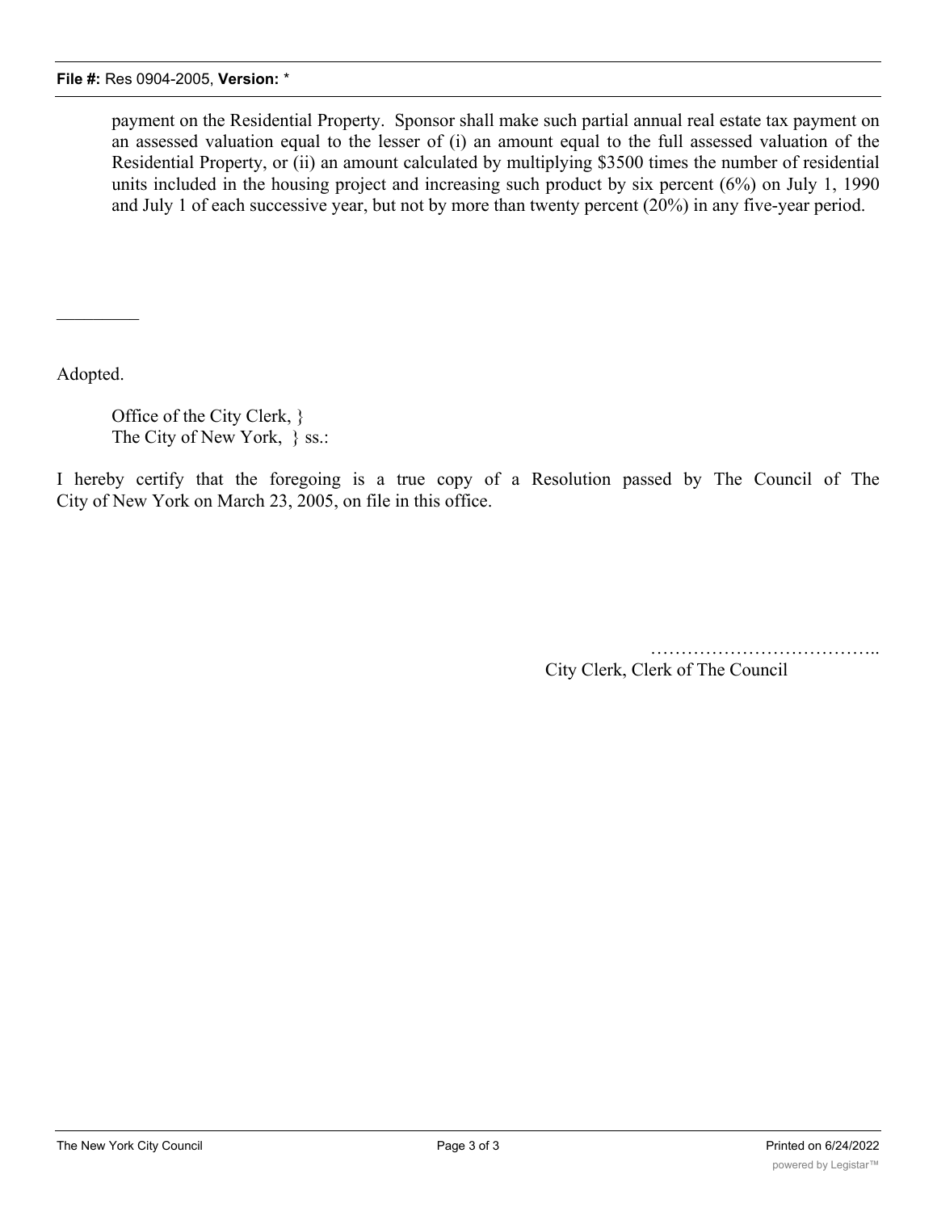payment on the Residential Property. Sponsor shall make such partial annual real estate tax payment on an assessed valuation equal to the lesser of (i) an amount equal to the full assessed valuation of the Residential Property, or (ii) an amount calculated by multiplying $3500 times the number of residential units included in the housing project and increasing such product by six percent (6%) on July 1, 1990 and July 1 of each successive year, but not by more than twenty percent (20%) in any five-year period.

_________

Adopted.

Office of the City Clerk, }
The City of New York, } ss.:

I hereby certify that the foregoing is a true copy of a Resolution passed by The Council of The City of New York on March 23, 2005, on file in this office.

………………………………..
City Clerk, Clerk of The Council